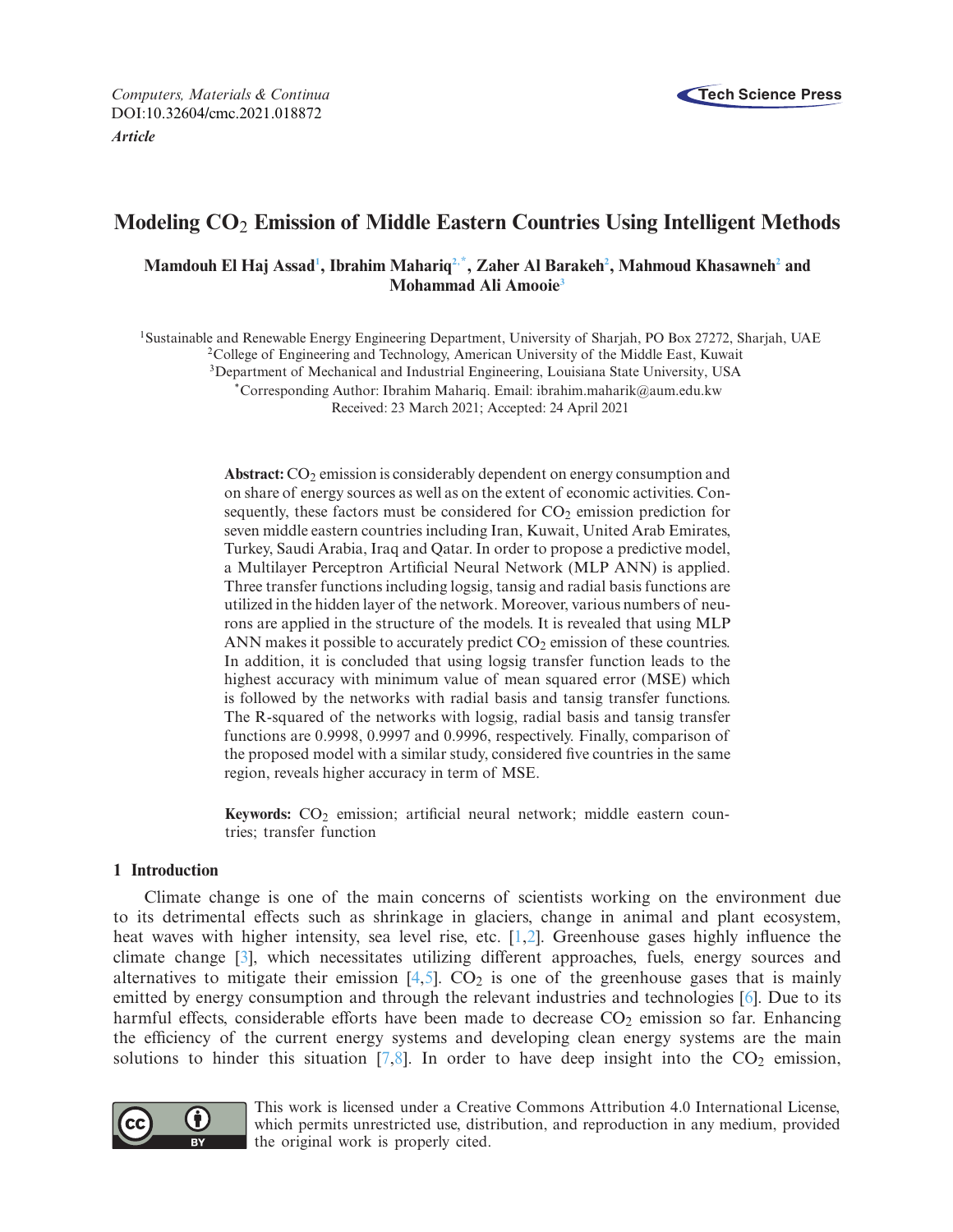Computers, Materials & Continua
DOI:10.32604/cmc.2021.018872
*Article*

# Modeling $CO_2$ Emission of Middle Eastern Countries Using Intelligent Methods

**Mamdouh El Haj Assad[1], Ibrahim Mahariq[2,*], Zaher Al Barakeh[2], Mahmoud Khasawneh[2] and Mohammad Ali Amooie[3]**

[1]Sustainable and Renewable Energy Engineering Department, University of Sharjah, PO Box 27272, Sharjah, UAE
[2]College of Engineering and Technology, American University of the Middle East, Kuwait
[3]Department of Mechanical and Industrial Engineering, Louisiana State University, USA
[*]Corresponding Author: Ibrahim Mahariq. Email: ibrahim.maharik@aum.edu.kw
Received: 23 March 2021; Accepted: 24 April 2021

**Abstract:** $CO_2$ emission is considerably dependent on energy consumption and on share of energy sources as well as on the extent of economic activities. Consequently, these factors must be considered for $CO_2$ emission prediction for seven middle eastern countries including Iran, Kuwait, United Arab Emirates, Turkey, Saudi Arabia, Iraq and Qatar. In order to propose a predictive model, a Multilayer Perceptron Artificial Neural Network (MLP ANN) is applied. Three transfer functions including logsig, tansig and radial basis functions are utilized in the hidden layer of the network. Moreover, various numbers of neurons are applied in the structure of the models. It is revealed that using MLP ANN makes it possible to accurately predict $CO_2$ emission of these countries. In addition, it is concluded that using logsig transfer function leads to the highest accuracy with minimum value of mean squared error (MSE) which is followed by the networks with radial basis and tansig transfer functions. The R-squared of the networks with logsig, radial basis and tansig transfer functions are 0.9998, 0.9997 and 0.9996, respectively. Finally, comparison of the proposed model with a similar study, considered five countries in the same region, reveals higher accuracy in term of MSE.

**Keywords:** $CO_2$ emission; artificial neural network; middle eastern countries; transfer function

## 1 Introduction

Climate change is one of the main concerns of scientists working on the environment due to its detrimental effects such as shrinkage in glaciers, change in animal and plant ecosystem, heat waves with higher intensity, sea level rise, etc. [1,2]. Greenhouse gases highly influence the climate change [3], which necessitates utilizing different approaches, fuels, energy sources and alternatives to mitigate their emission [4,5]. $CO_2$ is one of the greenhouse gases that is mainly emitted by energy consumption and through the relevant industries and technologies [6]. Due to its harmful effects, considerable efforts have been made to decrease $CO_2$ emission so far. Enhancing the efficiency of the current energy systems and developing clean energy systems are the main solutions to hinder this situation [7,8]. In order to have deep insight into the $CO_2$ emission,

This work is licensed under a Creative Commons Attribution 4.0 International License, which permits unrestricted use, distribution, and reproduction in any medium, provided the original work is properly cited.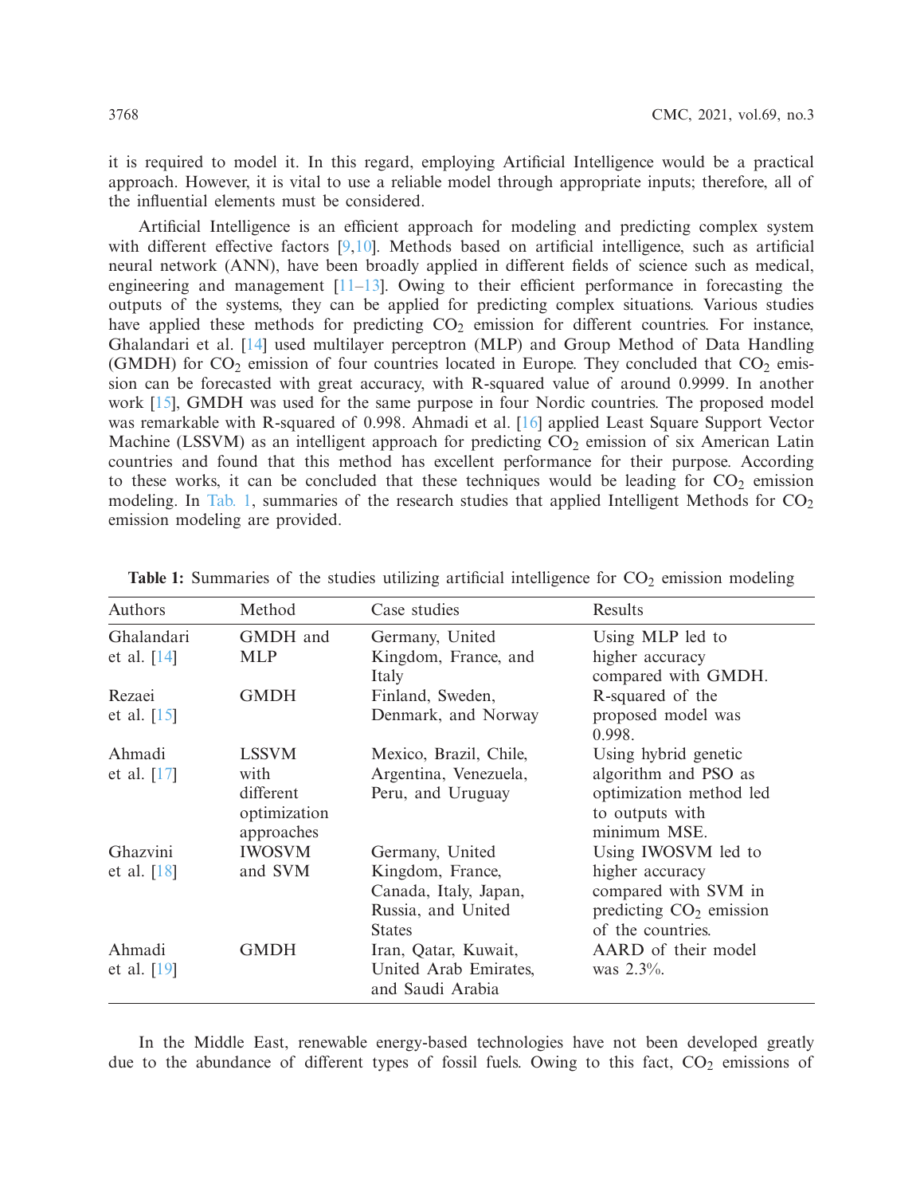it is required to model it. In this regard, employing Artificial Intelligence would be a practical approach. However, it is vital to use a reliable model through appropriate inputs; therefore, all of the influential elements must be considered.

Artificial Intelligence is an efficient approach for modeling and predicting complex system with different effective factors [9,10]. Methods based on artificial intelligence, such as artificial neural network (ANN), have been broadly applied in different fields of science such as medical, engineering and management [11–13]. Owing to their efficient performance in forecasting the outputs of the systems, they can be applied for predicting complex situations. Various studies have applied these methods for predicting $CO_2$ emission for different countries. For instance, Ghalandari et al. [14] used multilayer perceptron (MLP) and Group Method of Data Handling (GMDH) for $CO_2$ emission of four countries located in Europe. They concluded that $CO_2$ emission can be forecasted with great accuracy, with R-squared value of around 0.9999. In another work [15], GMDH was used for the same purpose in four Nordic countries. The proposed model was remarkable with R-squared of 0.998. Ahmadi et al. [16] applied Least Square Support Vector Machine (LSSVM) as an intelligent approach for predicting $CO_2$ emission of six American Latin countries and found that this method has excellent performance for their purpose. According to these works, it can be concluded that these techniques would be leading for $CO_2$ emission modeling. In Tab. 1, summaries of the research studies that applied Intelligent Methods for $CO_2$ emission modeling are provided.

**Table 1:** Summaries of the studies utilizing artificial intelligence for $CO_2$ emission modeling

| Authors | Method | Case studies | Results |
|---|---|---|---|
| Ghalandari et al. [14] | GMDH and MLP | Germany, United Kingdom, France, and Italy | Using MLP led to higher accuracy compared with GMDH. |
| Rezaei et al. [15] | GMDH | Finland, Sweden, Denmark, and Norway | R-squared of the proposed model was 0.998. |
| Ahmadi et al. [17] | LSSVM with different optimization approaches | Mexico, Brazil, Chile, Argentina, Venezuela, Peru, and Uruguay | Using hybrid genetic algorithm and PSO as optimization method led to outputs with minimum MSE. |
| Ghazvini et al. [18] | IWOSVM and SVM | Germany, United Kingdom, France, Canada, Italy, Japan, Russia, and United States | Using IWOSVM led to higher accuracy compared with SVM in predicting $CO_2$ emission of the countries. |
| Ahmadi et al. [19] | GMDH | Iran, Qatar, Kuwait, United Arab Emirates, and Saudi Arabia | AARD of their model was 2.3%. |

In the Middle East, renewable energy-based technologies have not been developed greatly due to the abundance of different types of fossil fuels. Owing to this fact, $CO_2$ emissions of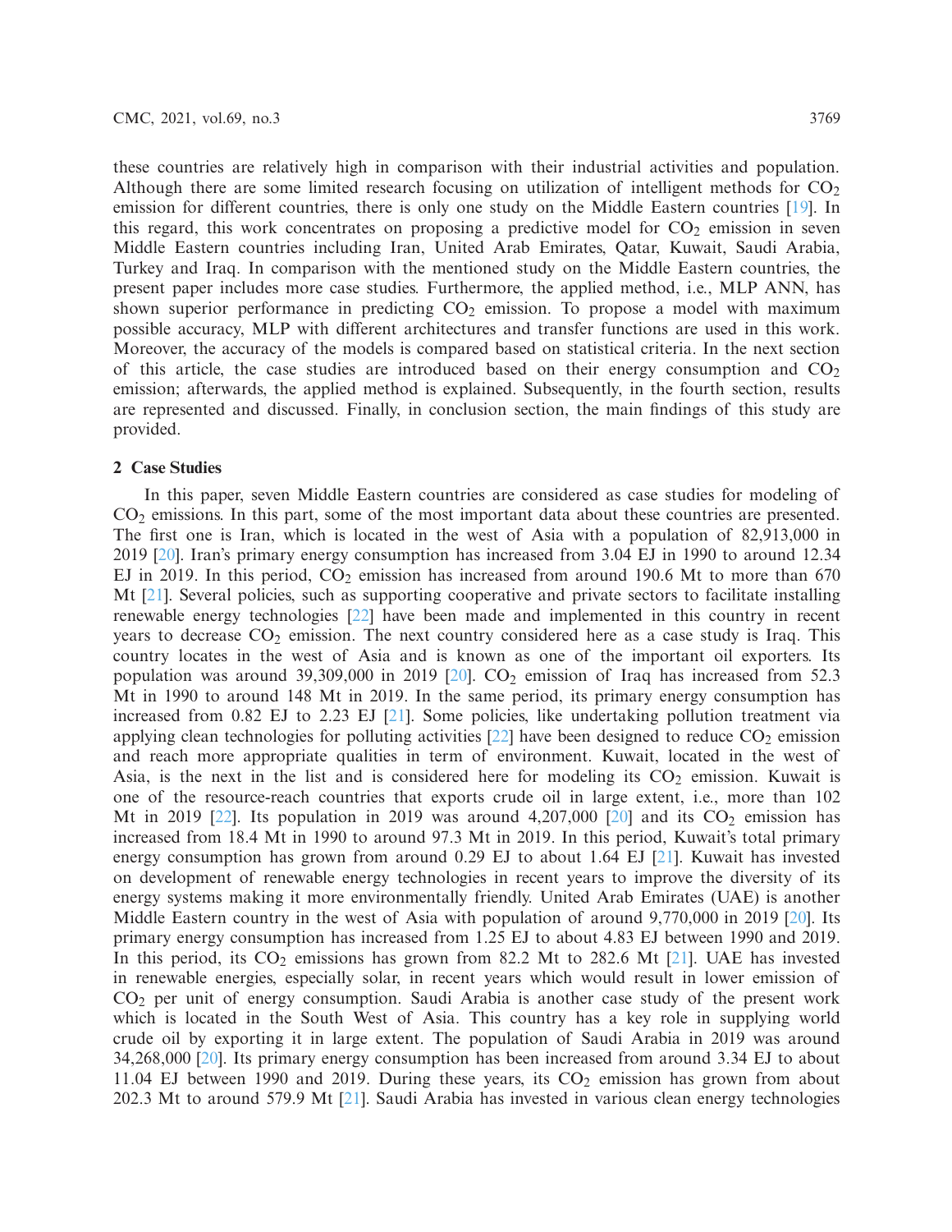these countries are relatively high in comparison with their industrial activities and population. Although there are some limited research focusing on utilization of intelligent methods for $CO_2$ emission for different countries, there is only one study on the Middle Eastern countries [19]. In this regard, this work concentrates on proposing a predictive model for $CO_2$ emission in seven Middle Eastern countries including Iran, United Arab Emirates, Qatar, Kuwait, Saudi Arabia, Turkey and Iraq. In comparison with the mentioned study on the Middle Eastern countries, the present paper includes more case studies. Furthermore, the applied method, i.e., MLP ANN, has shown superior performance in predicting $CO_2$ emission. To propose a model with maximum possible accuracy, MLP with different architectures and transfer functions are used in this work. Moreover, the accuracy of the models is compared based on statistical criteria. In the next section of this article, the case studies are introduced based on their energy consumption and $CO_2$ emission; afterwards, the applied method is explained. Subsequently, in the fourth section, results are represented and discussed. Finally, in conclusion section, the main findings of this study are provided.

## 2 Case Studies

In this paper, seven Middle Eastern countries are considered as case studies for modeling of $CO_2$ emissions. In this part, some of the most important data about these countries are presented. The first one is Iran, which is located in the west of Asia with a population of 82,913,000 in 2019 [20]. Iran's primary energy consumption has increased from 3.04 EJ in 1990 to around 12.34 EJ in 2019. In this period, $CO_2$ emission has increased from around 190.6 Mt to more than 670 Mt [21]. Several policies, such as supporting cooperative and private sectors to facilitate installing renewable energy technologies [22] have been made and implemented in this country in recent years to decrease $CO_2$ emission. The next country considered here as a case study is Iraq. This country locates in the west of Asia and is known as one of the important oil exporters. Its population was around 39,309,000 in 2019 [20]. $CO_2$ emission of Iraq has increased from 52.3 Mt in 1990 to around 148 Mt in 2019. In the same period, its primary energy consumption has increased from 0.82 EJ to 2.23 EJ [21]. Some policies, like undertaking pollution treatment via applying clean technologies for polluting activities [22] have been designed to reduce $CO_2$ emission and reach more appropriate qualities in term of environment. Kuwait, located in the west of Asia, is the next in the list and is considered here for modeling its $CO_2$ emission. Kuwait is one of the resource-reach countries that exports crude oil in large extent, i.e., more than 102 Mt in 2019 [22]. Its population in 2019 was around 4,207,000 [20] and its $CO_2$ emission has increased from 18.4 Mt in 1990 to around 97.3 Mt in 2019. In this period, Kuwait's total primary energy consumption has grown from around 0.29 EJ to about 1.64 EJ [21]. Kuwait has invested on development of renewable energy technologies in recent years to improve the diversity of its energy systems making it more environmentally friendly. United Arab Emirates (UAE) is another Middle Eastern country in the west of Asia with population of around 9,770,000 in 2019 [20]. Its primary energy consumption has increased from 1.25 EJ to about 4.83 EJ between 1990 and 2019. In this period, its $CO_2$ emissions has grown from 82.2 Mt to 282.6 Mt [21]. UAE has invested in renewable energies, especially solar, in recent years which would result in lower emission of $CO_2$ per unit of energy consumption. Saudi Arabia is another case study of the present work which is located in the South West of Asia. This country has a key role in supplying world crude oil by exporting it in large extent. The population of Saudi Arabia in 2019 was around 34,268,000 [20]. Its primary energy consumption has been increased from around 3.34 EJ to about 11.04 EJ between 1990 and 2019. During these years, its $CO_2$ emission has grown from about 202.3 Mt to around 579.9 Mt [21]. Saudi Arabia has invested in various clean energy technologies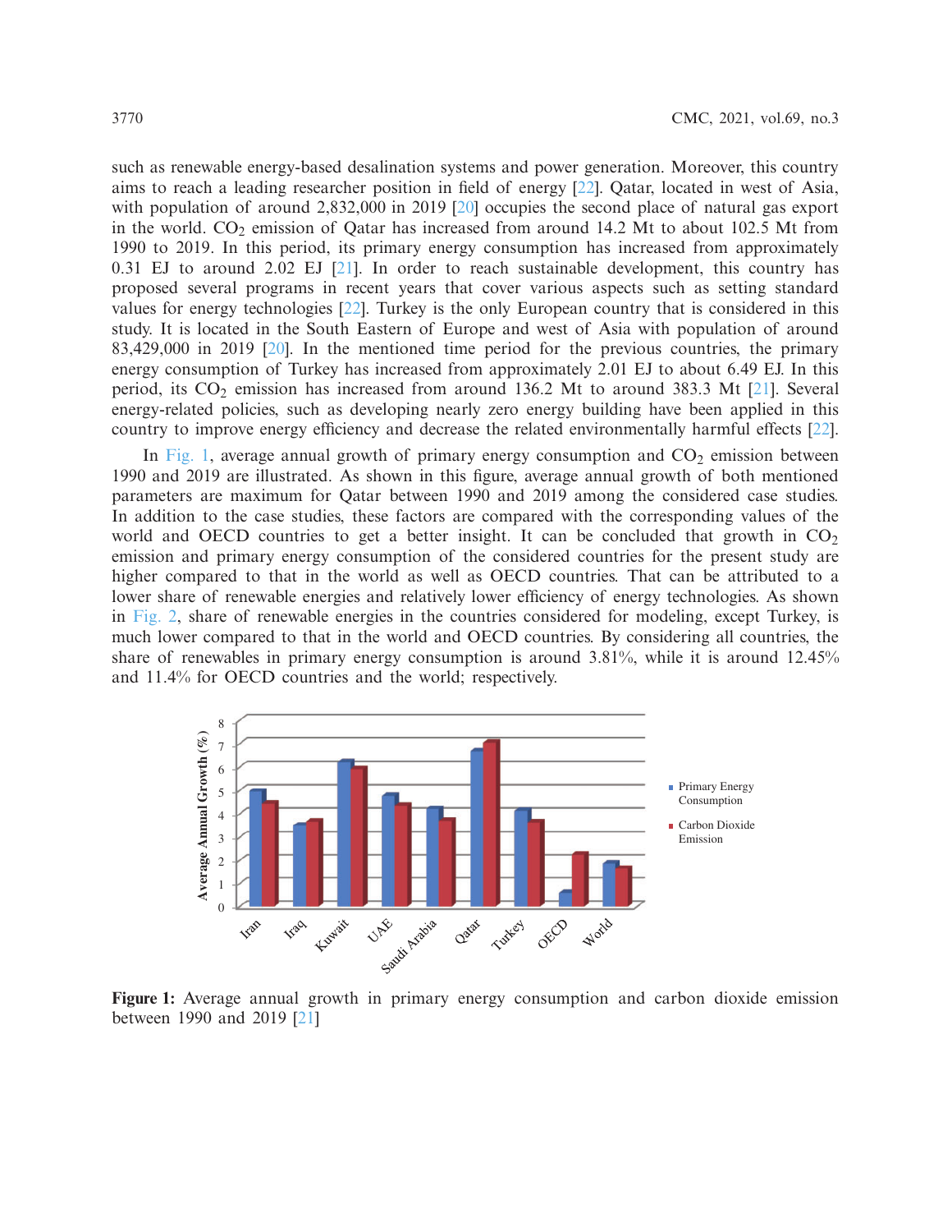such as renewable energy-based desalination systems and power generation. Moreover, this country aims to reach a leading researcher position in field of energy [22]. Qatar, located in west of Asia, with population of around 2,832,000 in 2019 [20] occupies the second place of natural gas export in the world. $CO_2$ emission of Qatar has increased from around 14.2 Mt to about 102.5 Mt from 1990 to 2019. In this period, its primary energy consumption has increased from approximately 0.31 EJ to around 2.02 EJ [21]. In order to reach sustainable development, this country has proposed several programs in recent years that cover various aspects such as setting standard values for energy technologies [22]. Turkey is the only European country that is considered in this study. It is located in the South Eastern of Europe and west of Asia with population of around 83,429,000 in 2019 [20]. In the mentioned time period for the previous countries, the primary energy consumption of Turkey has increased from approximately 2.01 EJ to about 6.49 EJ. In this period, its $CO_2$ emission has increased from around 136.2 Mt to around 383.3 Mt [21]. Several energy-related policies, such as developing nearly zero energy building have been applied in this country to improve energy efficiency and decrease the related environmentally harmful effects [22].

In Fig. 1, average annual growth of primary energy consumption and $CO_2$ emission between 1990 and 2019 are illustrated. As shown in this figure, average annual growth of both mentioned parameters are maximum for Qatar between 1990 and 2019 among the considered case studies. In addition to the case studies, these factors are compared with the corresponding values of the world and OECD countries to get a better insight. It can be concluded that growth in $CO_2$ emission and primary energy consumption of the considered countries for the present study are higher compared to that in the world as well as OECD countries. That can be attributed to a lower share of renewable energies and relatively lower efficiency of energy technologies. As shown in Fig. 2, share of renewable energies in the countries considered for modeling, except Turkey, is much lower compared to that in the world and OECD countries. By considering all countries, the share of renewables in primary energy consumption is around 3.81%, while it is around 12.45% and 11.4% for OECD countries and the world; respectively.

**Figure 1:** Average annual growth in primary energy consumption and carbon dioxide emission between 1990 and 2019 [21]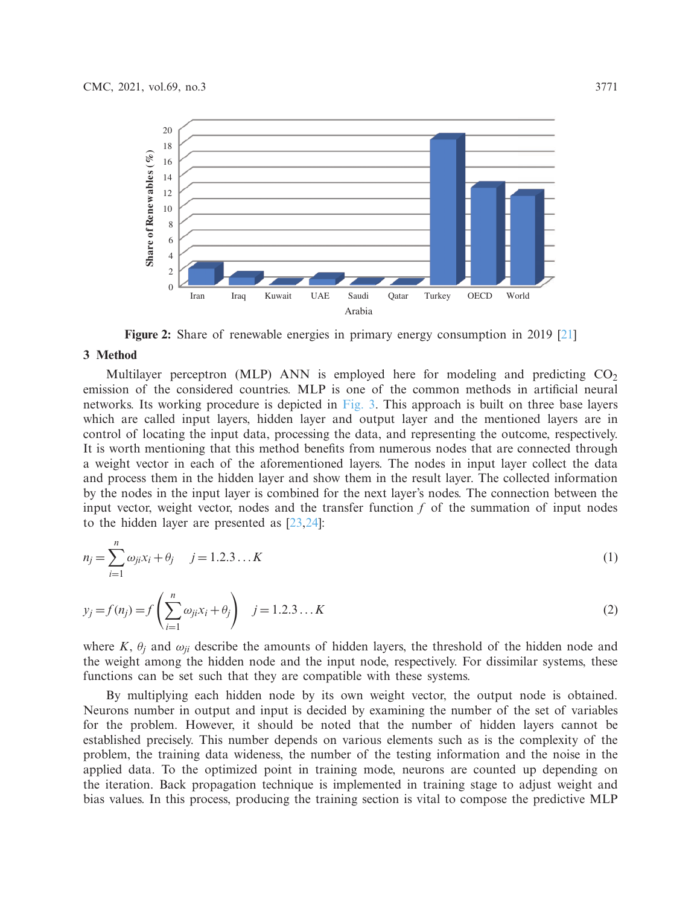Figure 2: Share of renewable energies in primary energy consumption in 2019 [21]

## 3 Method

Multilayer perceptron (MLP) ANN is employed here for modeling and predicting $CO_2$ emission of the considered countries. MLP is one of the common methods in artificial neural networks. Its working procedure is depicted in Fig. 3. This approach is built on three base layers which are called input layers, hidden layer and output layer and the mentioned layers are in control of locating the input data, processing the data, and representing the outcome, respectively. It is worth mentioning that this method benefits from numerous nodes that are connected through a weight vector in each of the aforementioned layers. The nodes in input layer collect the data and process them in the hidden layer and show them in the result layer. The collected information by the nodes in the input layer is combined for the next layer's nodes. The connection between the input vector, weight vector, nodes and the transfer function $f$ of the summation of input nodes to the hidden layer are presented as [23,24]:

$$n_j = \sum_{i=1}^{n} \omega_{ji} x_i + \theta_j \quad j = 1.2.3 \ldots K \tag{1}$$

$$y_j = f(n_j) = f\left(\sum_{i=1}^{n} \omega_{ji} x_i + \theta_j\right) \quad j = 1.2.3 \ldots K \tag{2}$$

where $K$, $\theta_j$ and $\omega_{ji}$ describe the amounts of hidden layers, the threshold of the hidden node and the weight among the hidden node and the input node, respectively. For dissimilar systems, these functions can be set such that they are compatible with these systems.

By multiplying each hidden node by its own weight vector, the output node is obtained. Neurons number in output and input is decided by examining the number of the set of variables for the problem. However, it should be noted that the number of hidden layers cannot be established precisely. This number depends on various elements such as is the complexity of the problem, the training data wideness, the number of the testing information and the noise in the applied data. To the optimized point in training mode, neurons are counted up depending on the iteration. Back propagation technique is implemented in training stage to adjust weight and bias values. In this process, producing the training section is vital to compose the predictive MLP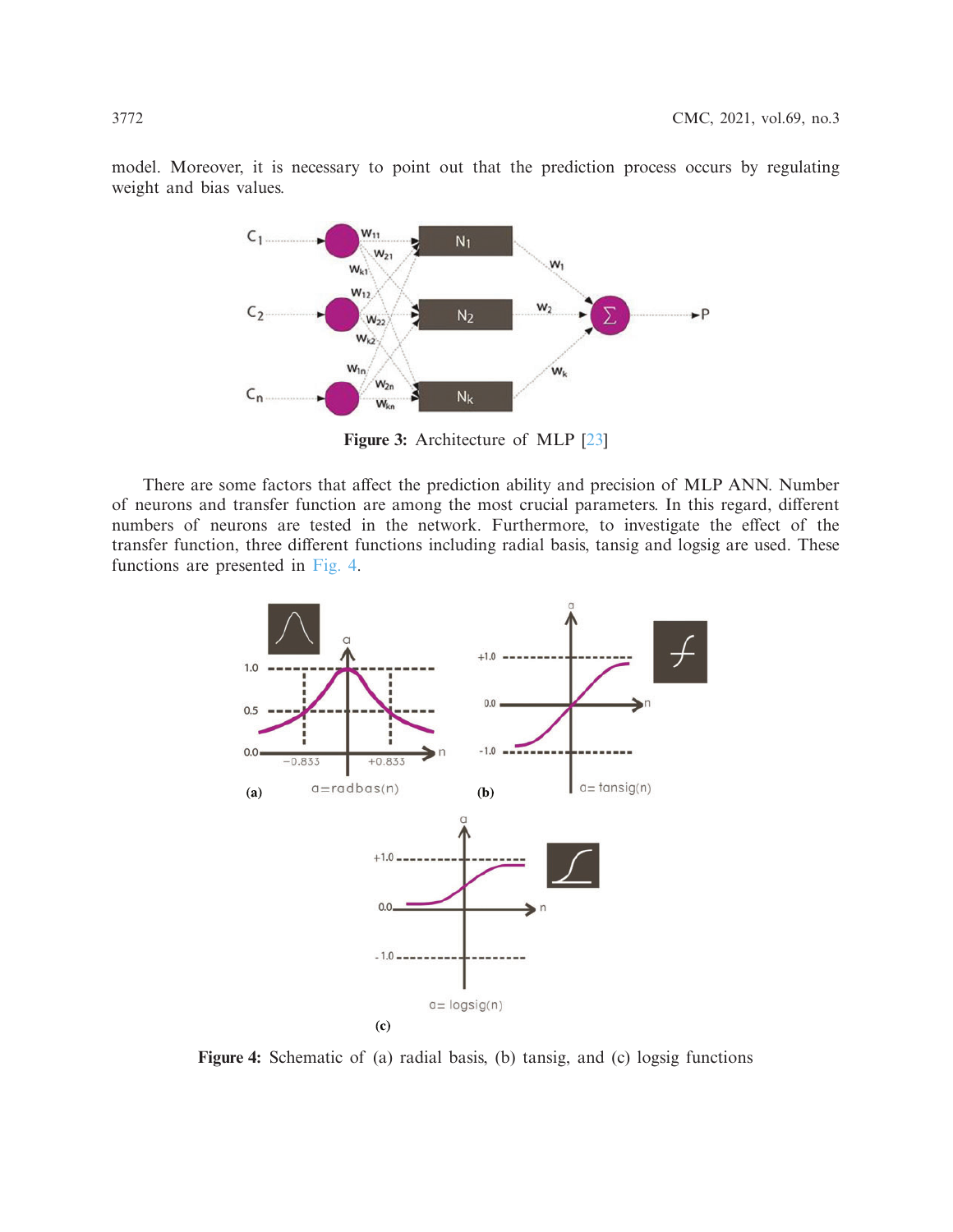model. Moreover, it is necessary to point out that the prediction process occurs by regulating weight and bias values.

**Figure 3:** Architecture of MLP [23]

There are some factors that affect the prediction ability and precision of MLP ANN. Number of neurons and transfer function are among the most crucial parameters. In this regard, different numbers of neurons are tested in the network. Furthermore, to investigate the effect of the transfer function, three different functions including radial basis, tansig and logsig are used. These functions are presented in Fig. 4.

**Figure 4:** Schematic of (a) radial basis, (b) tansig, and (c) logsig functions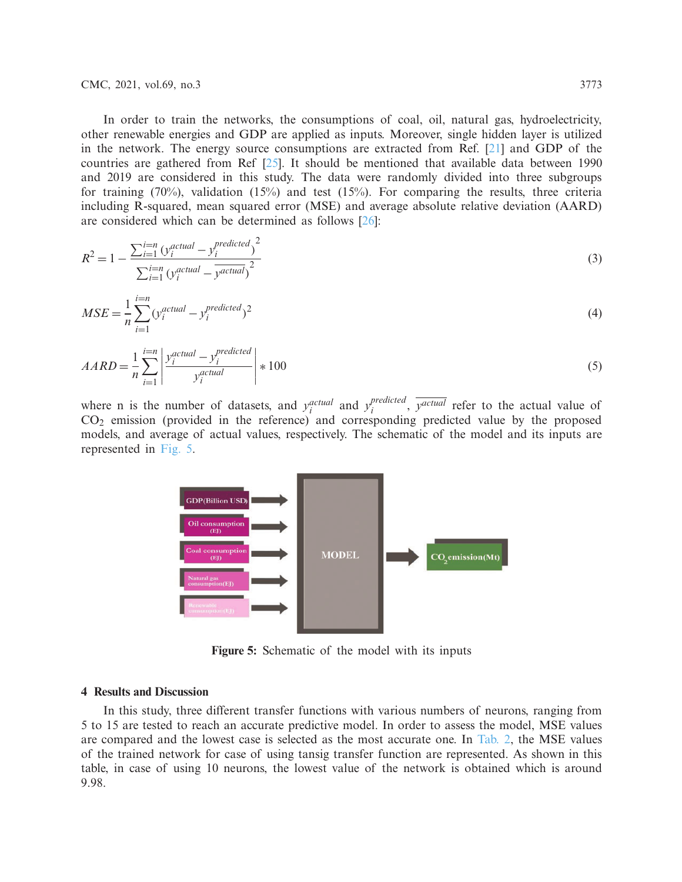In order to train the networks, the consumptions of coal, oil, natural gas, hydroelectricity, other renewable energies and GDP are applied as inputs. Moreover, single hidden layer is utilized in the network. The energy source consumptions are extracted from Ref. [21] and GDP of the countries are gathered from Ref [25]. It should be mentioned that available data between 1990 and 2019 are considered in this study. The data were randomly divided into three subgroups for training (70%), validation (15%) and test (15%). For comparing the results, three criteria including R-squared, mean squared error (MSE) and average absolute relative deviation (AARD) are considered which can be determined as follows [26]:

$$R^2 = 1 - \frac{\sum_{i=1}^{i=n} \left(y_i^{actual} - y_i^{predicted}\right)^2}{\sum_{i=1}^{i=n} \left(y_i^{actual} - \overline{y^{actual}}\right)^2} \tag{3}$$

$$MSE = \frac{1}{n} \sum_{i=1}^{i=n} \left(y_i^{actual} - y_i^{predicted}\right)^2 \tag{4}$$

$$AARD = \frac{1}{n} \sum_{i=1}^{i=n} \left| \frac{y_i^{actual} - y_i^{predicted}}{y_i^{actual}} \right| * 100 \tag{5}$$

where n is the number of datasets, and $y_i^{actual}$ and $y_i^{predicted}$, $\overline{y^{actual}}$ refer to the actual value of $CO_2$ emission (provided in the reference) and corresponding predicted value by the proposed models, and average of actual values, respectively. The schematic of the model and its inputs are represented in Fig. 5.

Figure 5: Schematic of the model with its inputs

## 4 Results and Discussion

In this study, three different transfer functions with various numbers of neurons, ranging from 5 to 15 are tested to reach an accurate predictive model. In order to assess the model, MSE values are compared and the lowest case is selected as the most accurate one. In Tab. 2, the MSE values of the trained network for case of using tansig transfer function are represented. As shown in this table, in case of using 10 neurons, the lowest value of the network is obtained which is around 9.98.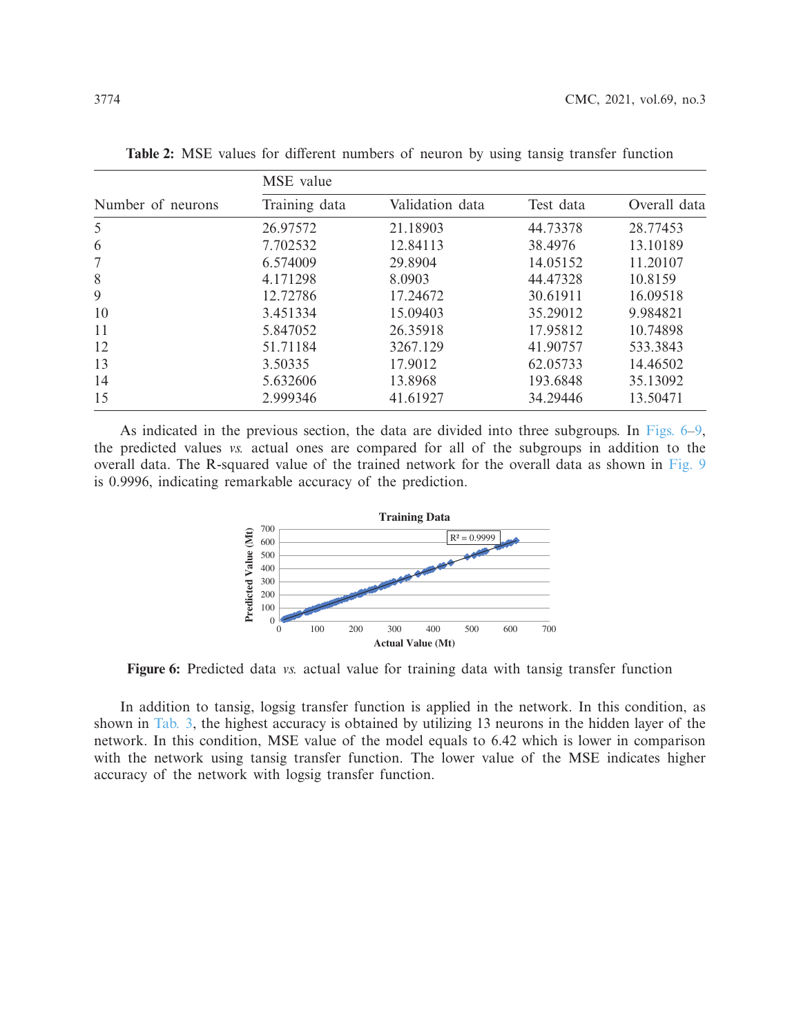**Table 2:** MSE values for different numbers of neuron by using tansig transfer function

| Number of neurons | MSE value | | | |
|---|---|---|---|---|
| | Training data | Validation data | Test data | Overall data |
| 5 | 26.97572 | 21.18903 | 44.73378 | 28.77453 |
| 6 | 7.702532 | 12.84113 | 38.4976 | 13.10189 |
| 7 | 6.574009 | 29.8904 | 14.05152 | 11.20107 |
| 8 | 4.171298 | 8.0903 | 44.47328 | 10.8159 |
| 9 | 12.72786 | 17.24672 | 30.61911 | 16.09518 |
| 10 | 3.451334 | 15.09403 | 35.29012 | 9.984821 |
| 11 | 5.847052 | 26.35918 | 17.95812 | 10.74898 |
| 12 | 51.71184 | 3267.129 | 41.90757 | 533.3843 |
| 13 | 3.50335 | 17.9012 | 62.05733 | 14.46502 |
| 14 | 5.632606 | 13.8968 | 193.6848 | 35.13092 |
| 15 | 2.999346 | 41.61927 | 34.29446 | 13.50471 |

As indicated in the previous section, the data are divided into three subgroups. In Figs. 6–9, the predicted values *vs.* actual ones are compared for all of the subgroups in addition to the overall data. The R-squared value of the trained network for the overall data as shown in Fig. 9 is 0.9996, indicating remarkable accuracy of the prediction.

**Figure 6:** Predicted data *vs.* actual value for training data with tansig transfer function

In addition to tansig, logsig transfer function is applied in the network. In this condition, as shown in Tab. 3, the highest accuracy is obtained by utilizing 13 neurons in the hidden layer of the network. In this condition, MSE value of the model equals to 6.42 which is lower in comparison with the network using tansig transfer function. The lower value of the MSE indicates higher accuracy of the network with logsig transfer function.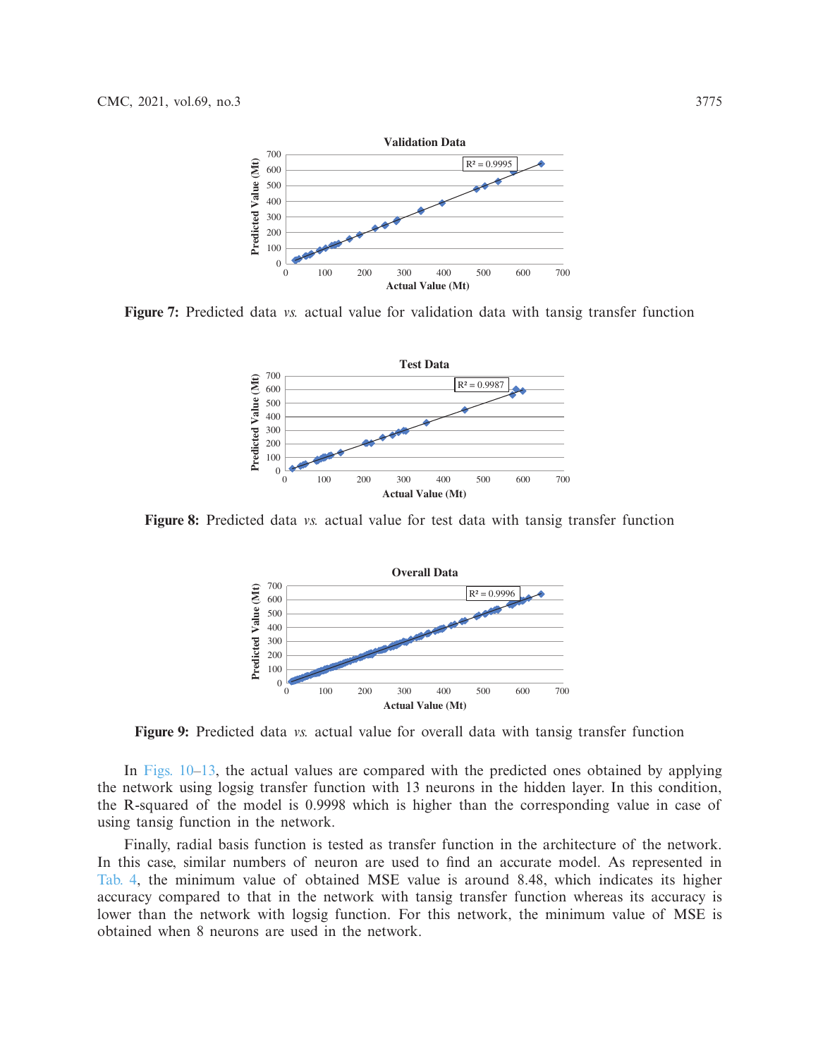Figure 7: Predicted data *vs.* actual value for validation data with tansig transfer function

Figure 8: Predicted data *vs.* actual value for test data with tansig transfer function

Figure 9: Predicted data *vs.* actual value for overall data with tansig transfer function

In Figs. 10–13, the actual values are compared with the predicted ones obtained by applying the network using logsig transfer function with 13 neurons in the hidden layer. In this condition, the R-squared of the model is 0.9998 which is higher than the corresponding value in case of using tansig function in the network.

Finally, radial basis function is tested as transfer function in the architecture of the network. In this case, similar numbers of neuron are used to find an accurate model. As represented in Tab. 4, the minimum value of obtained MSE value is around 8.48, which indicates its higher accuracy compared to that in the network with tansig transfer function whereas its accuracy is lower than the network with logsig function. For this network, the minimum value of MSE is obtained when 8 neurons are used in the network.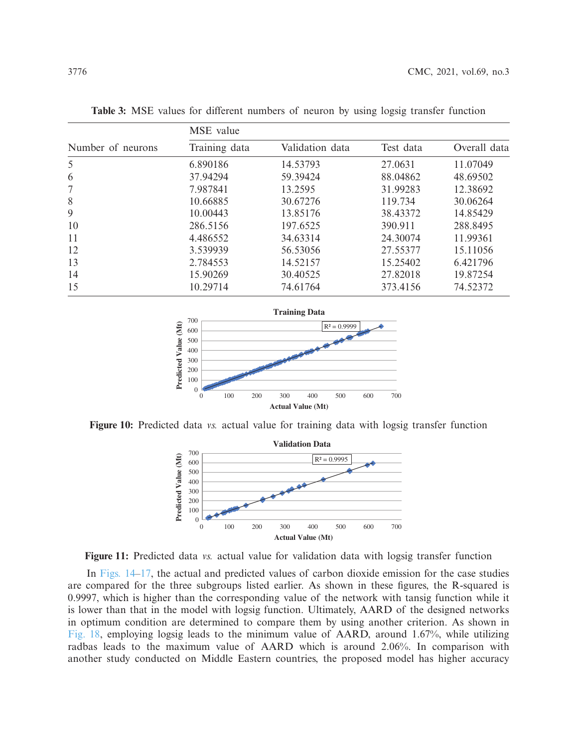**Table 3:** MSE values for different numbers of neuron by using logsig transfer function

| Number of neurons | MSE value | | | |
|---|---|---|---|---|
| | Training data | Validation data | Test data | Overall data |
| 5 | 6.890186 | 14.53793 | 27.0631 | 11.07049 |
| 6 | 37.94294 | 59.39424 | 88.04862 | 48.69502 |
| 7 | 7.987841 | 13.2595 | 31.99283 | 12.38692 |
| 8 | 10.66885 | 30.67276 | 119.734 | 30.06264 |
| 9 | 10.00443 | 13.85176 | 38.43372 | 14.85429 |
| 10 | 286.5156 | 197.6525 | 390.911 | 288.8495 |
| 11 | 4.486552 | 34.63314 | 24.30074 | 11.99361 |
| 12 | 3.539939 | 56.53056 | 27.55377 | 15.11056 |
| 13 | 2.784553 | 14.52157 | 15.25402 | 6.421796 |
| 14 | 15.90269 | 30.40525 | 27.82018 | 19.87254 |
| 15 | 10.29714 | 74.61764 | 373.4156 | 74.52372 |

**Figure 10:** Predicted data *vs.* actual value for training data with logsig transfer function

**Figure 11:** Predicted data *vs.* actual value for validation data with logsig transfer function

In Figs. 14–17, the actual and predicted values of carbon dioxide emission for the case studies are compared for the three subgroups listed earlier. As shown in these figures, the R-squared is 0.9997, which is higher than the corresponding value of the network with tansig function while it is lower than that in the model with logsig function. Ultimately, AARD of the designed networks in optimum condition are determined to compare them by using another criterion. As shown in Fig. 18, employing logsig leads to the minimum value of AARD, around 1.67%, while utilizing radbas leads to the maximum value of AARD which is around 2.06%. In comparison with another study conducted on Middle Eastern countries, the proposed model has higher accuracy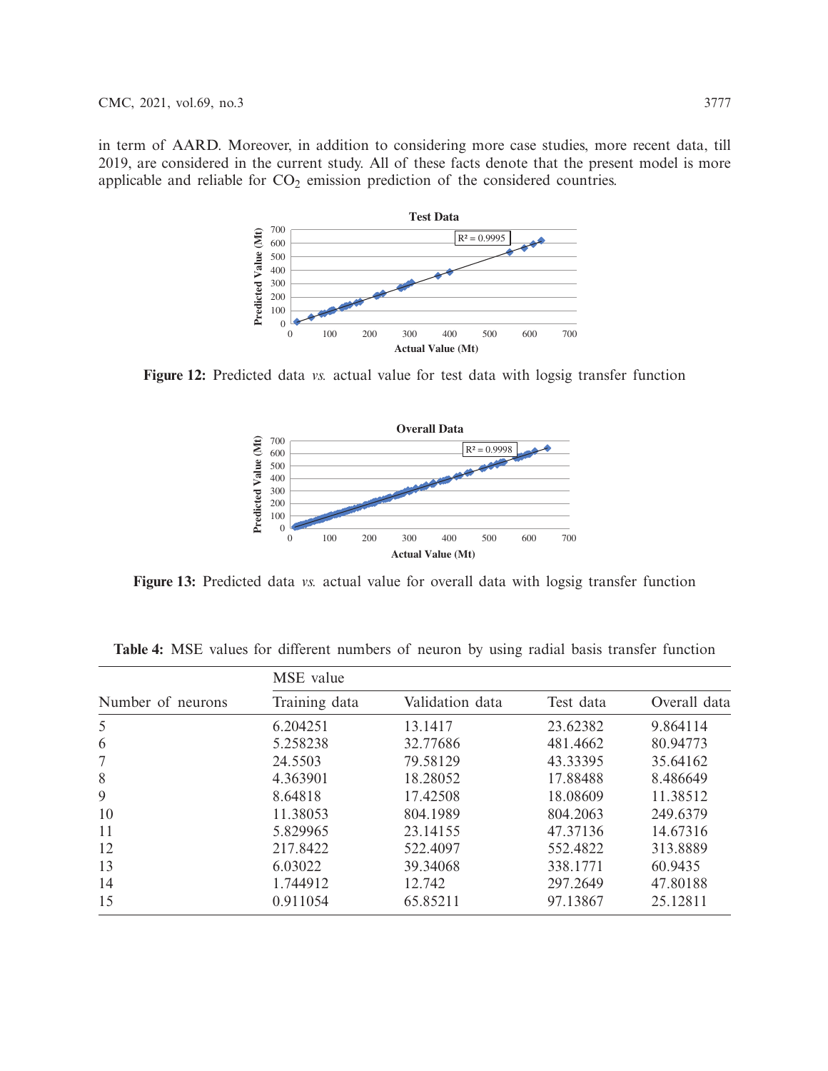in term of AARD. Moreover, in addition to considering more case studies, more recent data, till 2019, are considered in the current study. All of these facts denote that the present model is more applicable and reliable for $CO_2$ emission prediction of the considered countries.

**Figure 12:** Predicted data *vs.* actual value for test data with logsig transfer function

**Figure 13:** Predicted data *vs.* actual value for overall data with logsig transfer function

**Table 4:** MSE values for different numbers of neuron by using radial basis transfer function

| Number of neurons | MSE value | | | |
|---|---|---|---|---|
| | Training data | Validation data | Test data | Overall data |
| 5 | 6.204251 | 13.1417 | 23.62382 | 9.864114 |
| 6 | 5.258238 | 32.77686 | 481.4662 | 80.94773 |
| 7 | 24.5503 | 79.58129 | 43.33395 | 35.64162 |
| 8 | 4.363901 | 18.28052 | 17.88488 | 8.486649 |
| 9 | 8.64818 | 17.42508 | 18.08609 | 11.38512 |
| 10 | 11.38053 | 804.1989 | 804.2063 | 249.6379 |
| 11 | 5.829965 | 23.14155 | 47.37136 | 14.67316 |
| 12 | 217.8422 | 522.4097 | 552.4822 | 313.8889 |
| 13 | 6.03022 | 39.34068 | 338.1771 | 60.9435 |
| 14 | 1.744912 | 12.742 | 297.2649 | 47.80188 |
| 15 | 0.911054 | 65.85211 | 97.13867 | 25.12811 |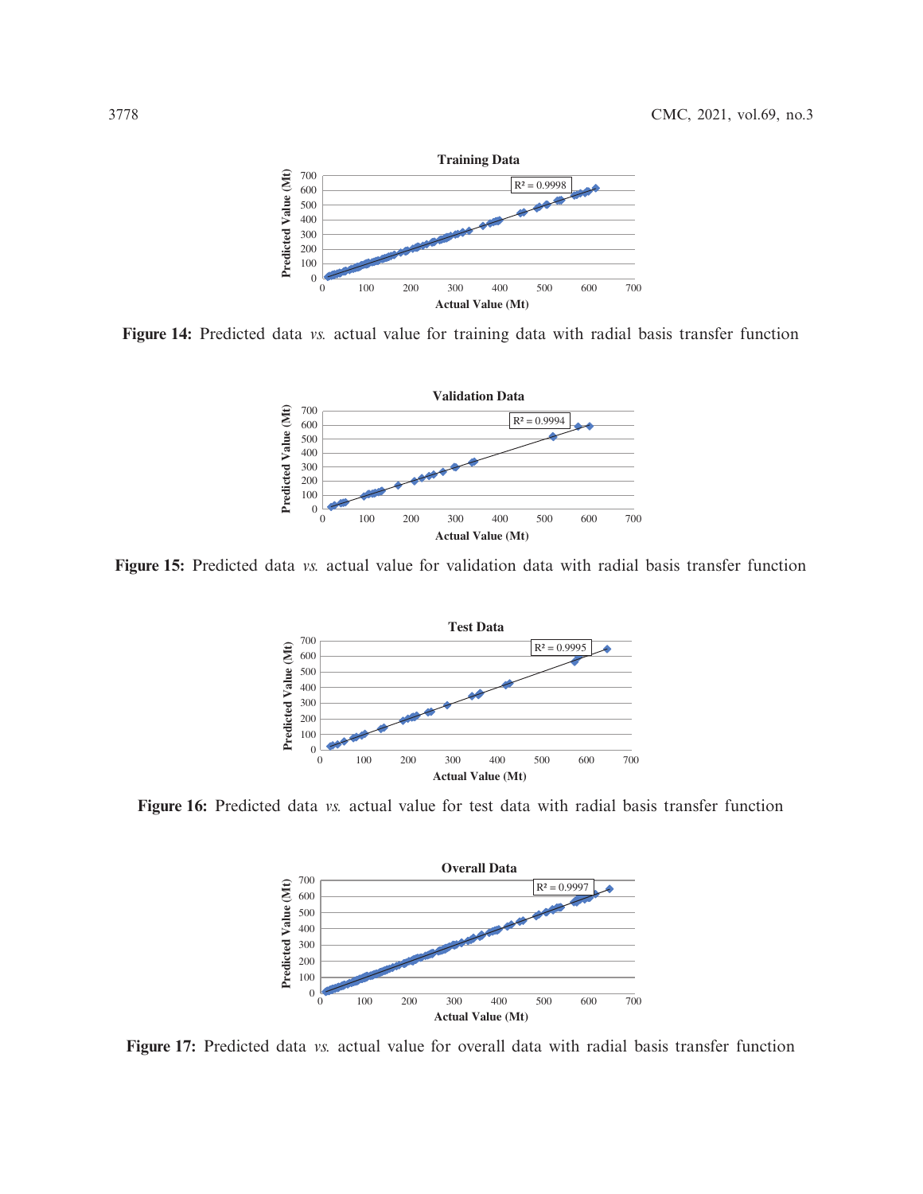**Figure 14:** Predicted data *vs.* actual value for training data with radial basis transfer function

**Figure 15:** Predicted data *vs.* actual value for validation data with radial basis transfer function

**Figure 16:** Predicted data *vs.* actual value for test data with radial basis transfer function

**Figure 17:** Predicted data *vs.* actual value for overall data with radial basis transfer function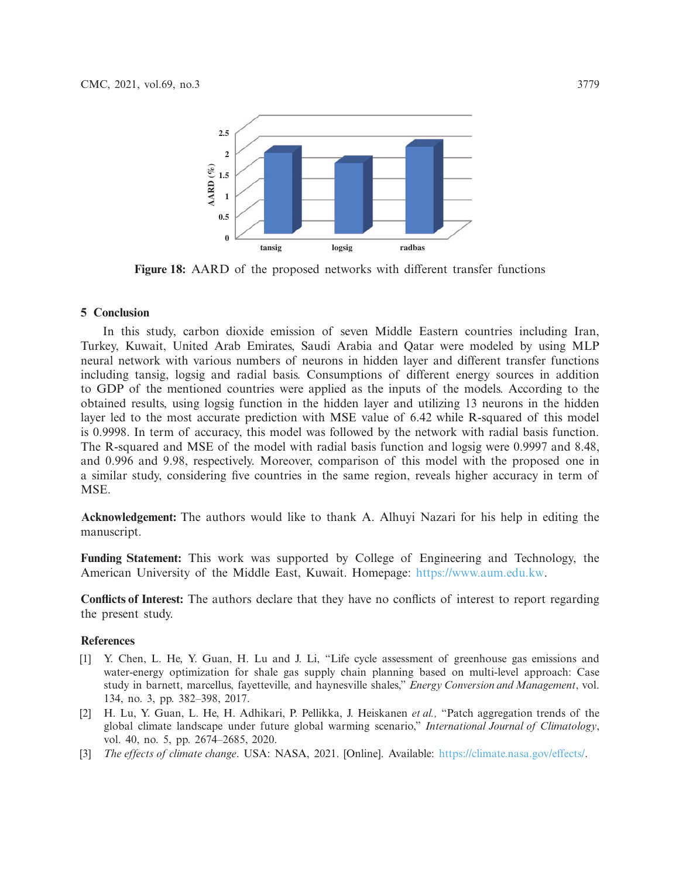Figure 18: AARD of the proposed networks with different transfer functions

## 5 Conclusion

In this study, carbon dioxide emission of seven Middle Eastern countries including Iran, Turkey, Kuwait, United Arab Emirates, Saudi Arabia and Qatar were modeled by using MLP neural network with various numbers of neurons in hidden layer and different transfer functions including tansig, logsig and radial basis. Consumptions of different energy sources in addition to GDP of the mentioned countries were applied as the inputs of the models. According to the obtained results, using logsig function in the hidden layer and utilizing 13 neurons in the hidden layer led to the most accurate prediction with MSE value of 6.42 while R-squared of this model is 0.9998. In term of accuracy, this model was followed by the network with radial basis function. The R-squared and MSE of the model with radial basis function and logsig were 0.9997 and 8.48, and 0.996 and 9.98, respectively. Moreover, comparison of this model with the proposed one in a similar study, considering five countries in the same region, reveals higher accuracy in term of MSE.

**Acknowledgement:** The authors would like to thank A. Alhuyi Nazari for his help in editing the manuscript.

**Funding Statement:** This work was supported by College of Engineering and Technology, the American University of the Middle East, Kuwait. Homepage: https://www.aum.edu.kw.

**Conflicts of Interest:** The authors declare that they have no conflicts of interest to report regarding the present study.

## References

[1] Y. Chen, L. He, Y. Guan, H. Lu and J. Li, "Life cycle assessment of greenhouse gas emissions and water-energy optimization for shale gas supply chain planning based on multi-level approach: Case study in barnett, marcellus, fayetteville, and haynesville shales," *Energy Conversion and Management*, vol. 134, no. 3, pp. 382–398, 2017.

[2] H. Lu, Y. Guan, L. He, H. Adhikari, P. Pellikka, J. Heiskanen *et al.,* "Patch aggregation trends of the global climate landscape under future global warming scenario," *International Journal of Climatology*, vol. 40, no. 5, pp. 2674–2685, 2020.

[3] *The effects of climate change*. USA: NASA, 2021. [Online]. Available: https://climate.nasa.gov/effects/.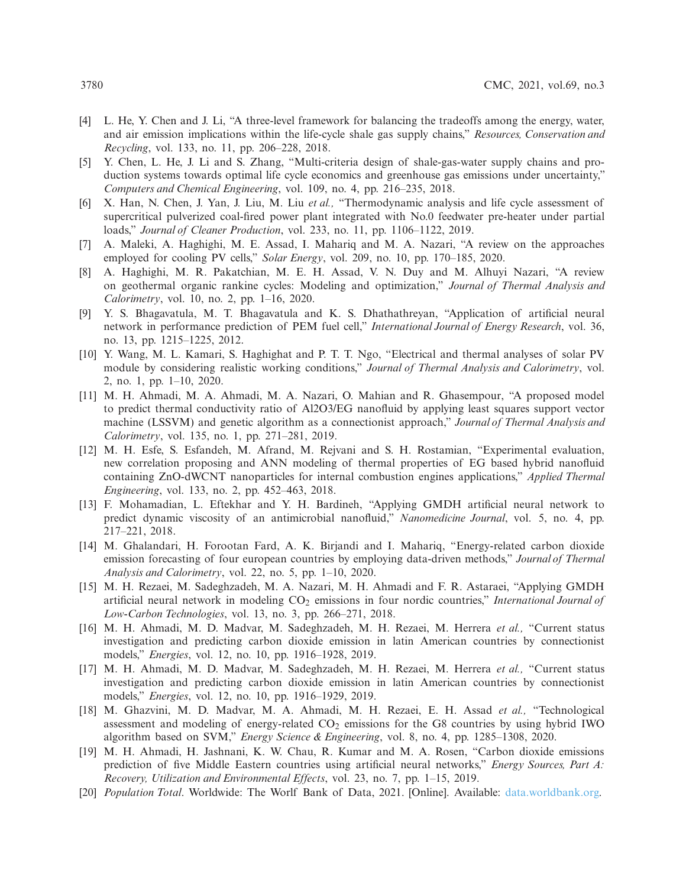[4] L. He, Y. Chen and J. Li, "A three-level framework for balancing the tradeoffs among the energy, water, and air emission implications within the life-cycle shale gas supply chains," *Resources, Conservation and Recycling*, vol. 133, no. 11, pp. 206–228, 2018.

[5] Y. Chen, L. He, J. Li and S. Zhang, "Multi-criteria design of shale-gas-water supply chains and production systems towards optimal life cycle economics and greenhouse gas emissions under uncertainty," *Computers and Chemical Engineering*, vol. 109, no. 4, pp. 216–235, 2018.

[6] X. Han, N. Chen, J. Yan, J. Liu, M. Liu *et al.,* "Thermodynamic analysis and life cycle assessment of supercritical pulverized coal-fired power plant integrated with No.0 feedwater pre-heater under partial loads," *Journal of Cleaner Production*, vol. 233, no. 11, pp. 1106–1122, 2019.

[7] A. Maleki, A. Haghighi, M. E. Assad, I. Mahariq and M. A. Nazari, "A review on the approaches employed for cooling PV cells," *Solar Energy*, vol. 209, no. 10, pp. 170–185, 2020.

[8] A. Haghighi, M. R. Pakatchian, M. E. H. Assad, V. N. Duy and M. Alhuyi Nazari, "A review on geothermal organic rankine cycles: Modeling and optimization," *Journal of Thermal Analysis and Calorimetry*, vol. 10, no. 2, pp. 1–16, 2020.

[9] Y. S. Bhagavatula, M. T. Bhagavatula and K. S. Dhathathreyan, "Application of artificial neural network in performance prediction of PEM fuel cell," *International Journal of Energy Research*, vol. 36, no. 13, pp. 1215–1225, 2012.

[10] Y. Wang, M. L. Kamari, S. Haghighat and P. T. T. Ngo, "Electrical and thermal analyses of solar PV module by considering realistic working conditions," *Journal of Thermal Analysis and Calorimetry*, vol. 2, no. 1, pp. 1–10, 2020.

[11] M. H. Ahmadi, M. A. Ahmadi, M. A. Nazari, O. Mahian and R. Ghasempour, "A proposed model to predict thermal conductivity ratio of Al2O3/EG nanofluid by applying least squares support vector machine (LSSVM) and genetic algorithm as a connectionist approach," *Journal of Thermal Analysis and Calorimetry*, vol. 135, no. 1, pp. 271–281, 2019.

[12] M. H. Esfe, S. Esfandeh, M. Afrand, M. Rejvani and S. H. Rostamian, "Experimental evaluation, new correlation proposing and ANN modeling of thermal properties of EG based hybrid nanofluid containing ZnO-dWCNT nanoparticles for internal combustion engines applications," *Applied Thermal Engineering*, vol. 133, no. 2, pp. 452–463, 2018.

[13] F. Mohamadian, L. Eftekhar and Y. H. Bardineh, "Applying GMDH artificial neural network to predict dynamic viscosity of an antimicrobial nanofluid," *Nanomedicine Journal*, vol. 5, no. 4, pp. 217–221, 2018.

[14] M. Ghalandari, H. Forootan Fard, A. K. Birjandi and I. Mahariq, "Energy-related carbon dioxide emission forecasting of four european countries by employing data-driven methods," *Journal of Thermal Analysis and Calorimetry*, vol. 22, no. 5, pp. 1–10, 2020.

[15] M. H. Rezaei, M. Sadeghzadeh, M. A. Nazari, M. H. Ahmadi and F. R. Astaraei, "Applying GMDH artificial neural network in modeling $CO_2$ emissions in four nordic countries," *International Journal of Low-Carbon Technologies*, vol. 13, no. 3, pp. 266–271, 2018.

[16] M. H. Ahmadi, M. D. Madvar, M. Sadeghzadeh, M. H. Rezaei, M. Herrera *et al.,* "Current status investigation and predicting carbon dioxide emission in latin American countries by connectionist models," *Energies*, vol. 12, no. 10, pp. 1916–1928, 2019.

[17] M. H. Ahmadi, M. D. Madvar, M. Sadeghzadeh, M. H. Rezaei, M. Herrera *et al.,* "Current status investigation and predicting carbon dioxide emission in latin American countries by connectionist models," *Energies*, vol. 12, no. 10, pp. 1916–1929, 2019.

[18] M. Ghazvini, M. D. Madvar, M. A. Ahmadi, M. H. Rezaei, E. H. Assad *et al.,* "Technological assessment and modeling of energy-related $CO_2$ emissions for the G8 countries by using hybrid IWO algorithm based on SVM," *Energy Science & Engineering*, vol. 8, no. 4, pp. 1285–1308, 2020.

[19] M. H. Ahmadi, H. Jashnani, K. W. Chau, R. Kumar and M. A. Rosen, "Carbon dioxide emissions prediction of five Middle Eastern countries using artificial neural networks," *Energy Sources, Part A: Recovery, Utilization and Environmental Effects*, vol. 23, no. 7, pp. 1–15, 2019.

[20] *Population Total*. Worldwide: The Worlf Bank of Data, 2021. [Online]. Available: data.worldbank.org.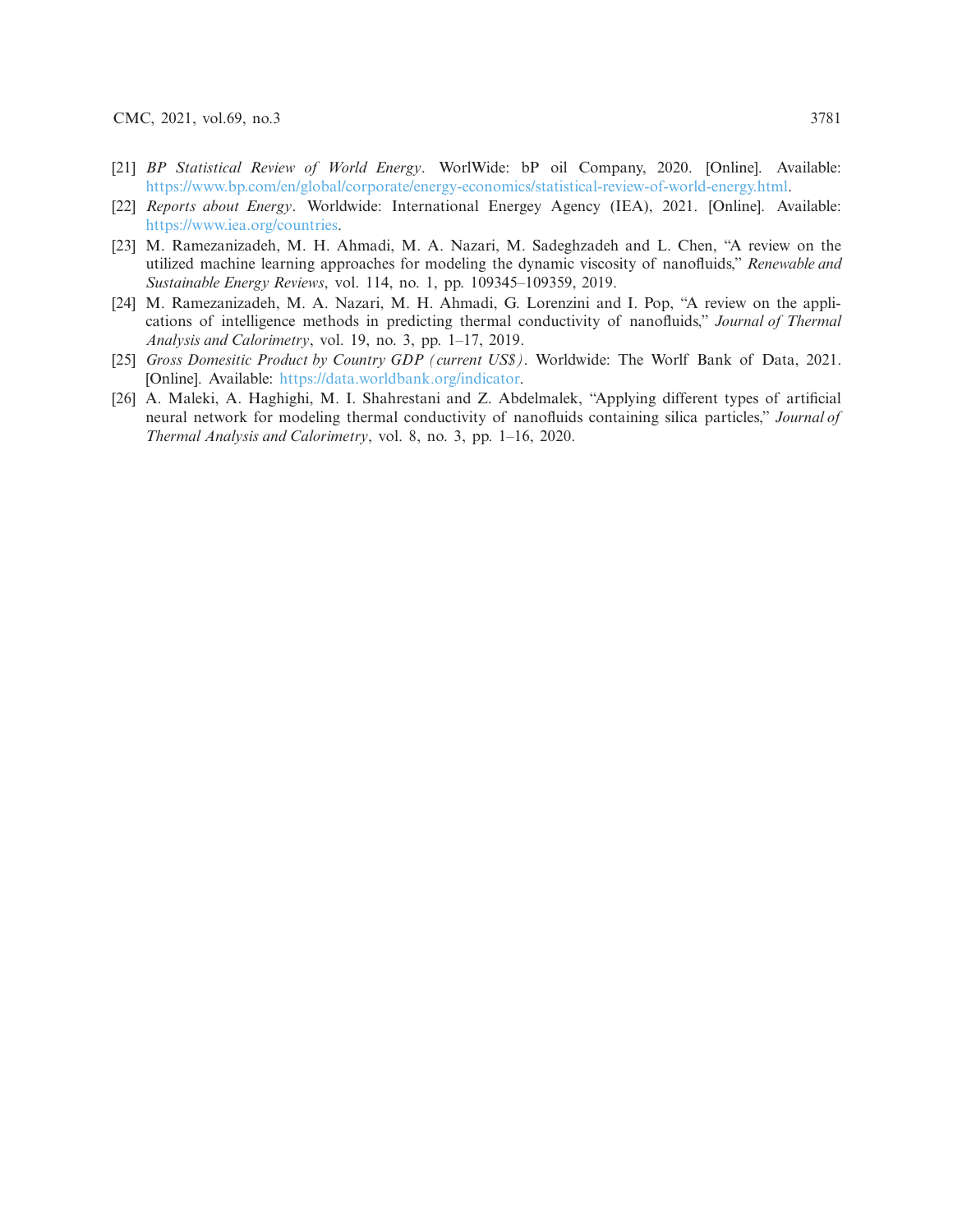[21] *BP Statistical Review of World Energy*. WorlWide: bP oil Company, 2020. [Online]. Available: https://www.bp.com/en/global/corporate/energy-economics/statistical-review-of-world-energy.html.

[22] *Reports about Energy*. Worldwide: International Energey Agency (IEA), 2021. [Online]. Available: https://www.iea.org/countries.

[23] M. Ramezanizadeh, M. H. Ahmadi, M. A. Nazari, M. Sadeghzadeh and L. Chen, "A review on the utilized machine learning approaches for modeling the dynamic viscosity of nanofluids," *Renewable and Sustainable Energy Reviews*, vol. 114, no. 1, pp. 109345–109359, 2019.

[24] M. Ramezanizadeh, M. A. Nazari, M. H. Ahmadi, G. Lorenzini and I. Pop, "A review on the applications of intelligence methods in predicting thermal conductivity of nanofluids," *Journal of Thermal Analysis and Calorimetry*, vol. 19, no. 3, pp. 1–17, 2019.

[25] *Gross Domesitic Product by Country GDP (current US$)*. Worldwide: The Worlf Bank of Data, 2021. [Online]. Available: https://data.worldbank.org/indicator.

[26] A. Maleki, A. Haghighi, M. I. Shahrestani and Z. Abdelmalek, "Applying different types of artificial neural network for modeling thermal conductivity of nanofluids containing silica particles," *Journal of Thermal Analysis and Calorimetry*, vol. 8, no. 3, pp. 1–16, 2020.